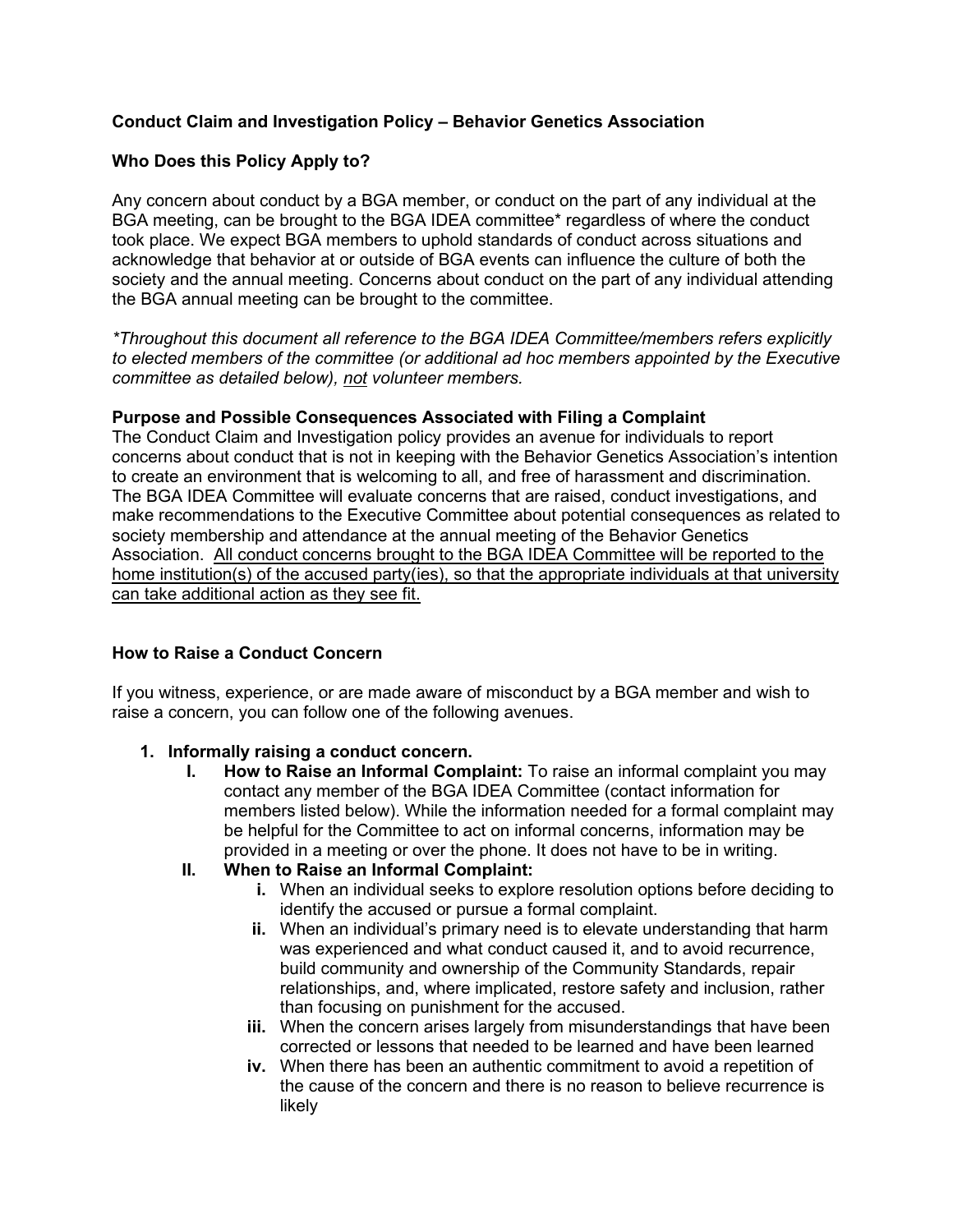# Conduct Claim and Investigation Policy – Behavior Genetics Association

## Who Does this Policy Apply to?

Any concern about conduct by a BGA member, or conduct on the part of any individual at the BGA meeting, can be brought to the BGA IDEA committee* regardless of where the conduct took place. We expect BGA members to uphold standards of conduct across situations and acknowledge that behavior at or outside of BGA events can influence the culture of both the society and the annual meeting. Concerns about conduct on the part of any individual attending the BGA annual meeting can be brought to the committee.

*\*Throughout this document all reference to the BGA IDEA Committee/members refers explicitly to elected members of the committee (or additional ad hoc members appointed by the Executive committee as detailed below), <u>not</u> volunteer members.*

### Purpose and Possible Consequences Associated with Filing a Complaint

The Conduct Claim and Investigation policy provides an avenue for individuals to report concerns about conduct that is not in keeping with the Behavior Genetics Association's intention to create an environment that is welcoming to all, and free of harassment and discrimination. The BGA IDEA Committee will evaluate concerns that are raised, conduct investigations, and make recommendations to the Executive Committee about potential consequences as related to society membership and attendance at the annual meeting of the Behavior Genetics Association. <u>All conduct concerns brought to the BGA IDEA Committee will be reported to the home institution(s) of the accused party(ies), so that the appropriate individuals at that university can take additional action as they see fit.</u>

## How to Raise a Conduct Concern

If you witness, experience, or are made aware of misconduct by a BGA member and wish to raise a concern, you can follow one of the following avenues.

1. **Informally raising a conduct concern.**
   - **I. How to Raise an Informal Complaint:** To raise an informal complaint you may contact any member of the BGA IDEA Committee (contact information for members listed below). While the information needed for a formal complaint may be helpful for the Committee to act on informal concerns, information may be provided in a meeting or over the phone. It does not have to be in writing.
   - **II. When to Raise an Informal Complaint:**
     - **i.** When an individual seeks to explore resolution options before deciding to identify the accused or pursue a formal complaint.
     - **ii.** When an individual's primary need is to elevate understanding that harm was experienced and what conduct caused it, and to avoid recurrence, build community and ownership of the Community Standards, repair relationships, and, where implicated, restore safety and inclusion, rather than focusing on punishment for the accused.
     - **iii.** When the concern arises largely from misunderstandings that have been corrected or lessons that needed to be learned and have been learned
     - **iv.** When there has been an authentic commitment to avoid a repetition of the cause of the concern and there is no reason to believe recurrence is likely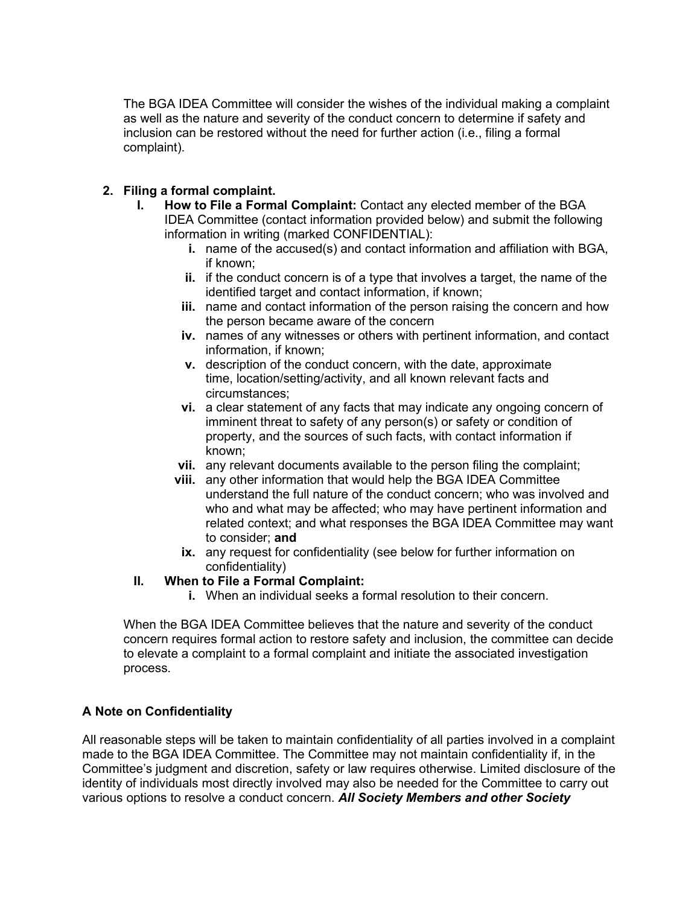The BGA IDEA Committee will consider the wishes of the individual making a complaint as well as the nature and severity of the conduct concern to determine if safety and inclusion can be restored without the need for further action (i.e., filing a formal complaint).

2. **Filing a formal complaint.**
   I. **How to File a Formal Complaint:** Contact any elected member of the BGA IDEA Committee (contact information provided below) and submit the following information in writing (marked CONFIDENTIAL):
      - **i.** name of the accused(s) and contact information and affiliation with BGA, if known;
      - **ii.** if the conduct concern is of a type that involves a target, the name of the identified target and contact information, if known;
      - **iii.** name and contact information of the person raising the concern and how the person became aware of the concern
      - **iv.** names of any witnesses or others with pertinent information, and contact information, if known;
      - **v.** description of the conduct concern, with the date, approximate time, location/setting/activity, and all known relevant facts and circumstances;
      - **vi.** a clear statement of any facts that may indicate any ongoing concern of imminent threat to safety of any person(s) or safety or condition of property, and the sources of such facts, with contact information if known;
      - **vii.** any relevant documents available to the person filing the complaint;
      - **viii.** any other information that would help the BGA IDEA Committee understand the full nature of the conduct concern; who was involved and who and what may be affected; who may have pertinent information and related context; and what responses the BGA IDEA Committee may want to consider; **and**
      - **ix.** any request for confidentiality (see below for further information on confidentiality)

   II. **When to File a Formal Complaint:**
      - **i.** When an individual seeks a formal resolution to their concern.

   When the BGA IDEA Committee believes that the nature and severity of the conduct concern requires formal action to restore safety and inclusion, the committee can decide to elevate a complaint to a formal complaint and initiate the associated investigation process.

**A Note on Confidentiality**

All reasonable steps will be taken to maintain confidentiality of all parties involved in a complaint made to the BGA IDEA Committee. The Committee may not maintain confidentiality if, in the Committee's judgment and discretion, safety or law requires otherwise. Limited disclosure of the identity of individuals most directly involved may also be needed for the Committee to carry out various options to resolve a conduct concern. ***All Society Members and other Society***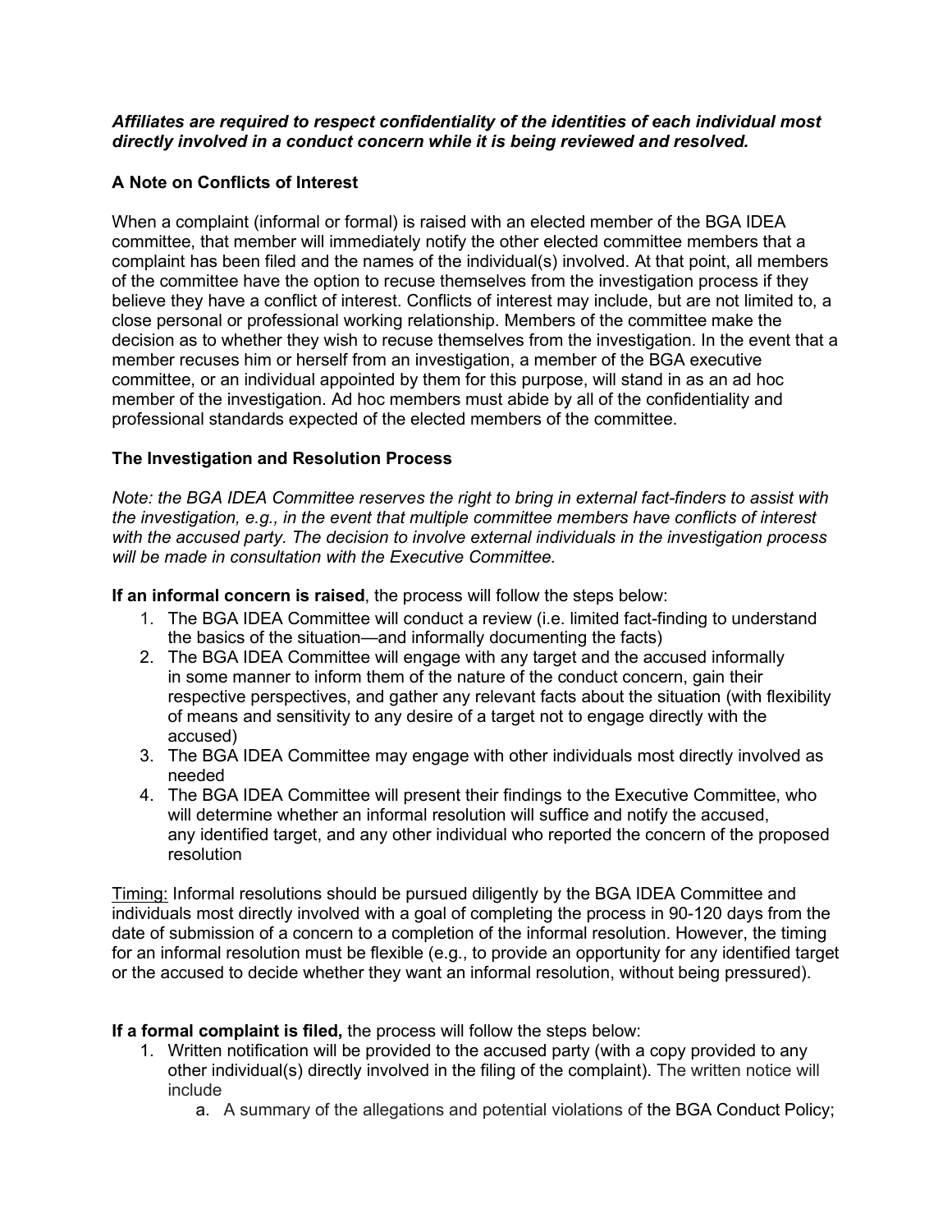***Affiliates are required to respect confidentiality of the identities of each individual most directly involved in a conduct concern while it is being reviewed and resolved.***

**A Note on Conflicts of Interest**

When a complaint (informal or formal) is raised with an elected member of the BGA IDEA committee, that member will immediately notify the other elected committee members that a complaint has been filed and the names of the individual(s) involved. At that point, all members of the committee have the option to recuse themselves from the investigation process if they believe they have a conflict of interest. Conflicts of interest may include, but are not limited to, a close personal or professional working relationship. Members of the committee make the decision as to whether they wish to recuse themselves from the investigation. In the event that a member recuses him or herself from an investigation, a member of the BGA executive committee, or an individual appointed by them for this purpose, will stand in as an ad hoc member of the investigation. Ad hoc members must abide by all of the confidentiality and professional standards expected of the elected members of the committee.

**The Investigation and Resolution Process**

*Note: the BGA IDEA Committee reserves the right to bring in external fact-finders to assist with the investigation, e.g., in the event that multiple committee members have conflicts of interest with the accused party. The decision to involve external individuals in the investigation process will be made in consultation with the Executive Committee.*

**If an informal concern is raised**, the process will follow the steps below:

1. The BGA IDEA Committee will conduct a review (i.e. limited fact-finding to understand the basics of the situation—and informally documenting the facts)
2. The BGA IDEA Committee will engage with any target and the accused informally in some manner to inform them of the nature of the conduct concern, gain their respective perspectives, and gather any relevant facts about the situation (with flexibility of means and sensitivity to any desire of a target not to engage directly with the accused)
3. The BGA IDEA Committee may engage with other individuals most directly involved as needed
4. The BGA IDEA Committee will present their findings to the Executive Committee, who will determine whether an informal resolution will suffice and notify the accused, any identified target, and any other individual who reported the concern of the proposed resolution

<u>Timing:</u> Informal resolutions should be pursued diligently by the BGA IDEA Committee and individuals most directly involved with a goal of completing the process in 90-120 days from the date of submission of a concern to a completion of the informal resolution. However, the timing for an informal resolution must be flexible (e.g., to provide an opportunity for any identified target or the accused to decide whether they want an informal resolution, without being pressured).

**If a formal complaint is filed,** the process will follow the steps below:

1. Written notification will be provided to the accused party (with a copy provided to any other individual(s) directly involved in the filing of the complaint). The written notice will include
    a. A summary of the allegations and potential violations of the BGA Conduct Policy;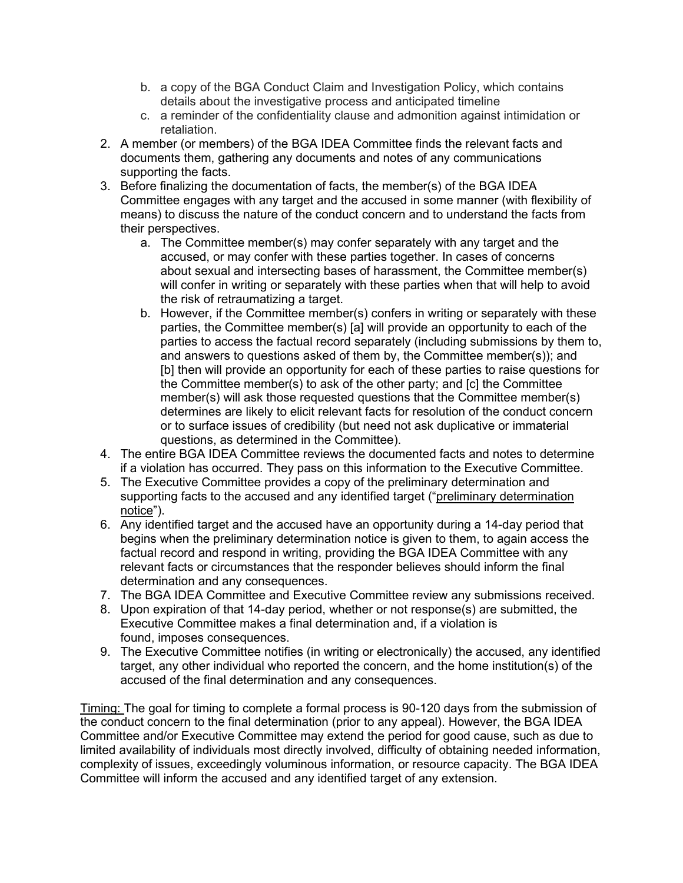b. a copy of the BGA Conduct Claim and Investigation Policy, which contains details about the investigative process and anticipated timeline
   c. a reminder of the confidentiality clause and admonition against intimidation or retaliation.
2. A member (or members) of the BGA IDEA Committee finds the relevant facts and documents them, gathering any documents and notes of any communications supporting the facts.
3. Before finalizing the documentation of facts, the member(s) of the BGA IDEA Committee engages with any target and the accused in some manner (with flexibility of means) to discuss the nature of the conduct concern and to understand the facts from their perspectives.
   a. The Committee member(s) may confer separately with any target and the accused, or may confer with these parties together. In cases of concerns about sexual and intersecting bases of harassment, the Committee member(s) will confer in writing or separately with these parties when that will help to avoid the risk of retraumatizing a target.
   b. However, if the Committee member(s) confers in writing or separately with these parties, the Committee member(s) [a] will provide an opportunity to each of the parties to access the factual record separately (including submissions by them to, and answers to questions asked of them by, the Committee member(s)); and [b] then will provide an opportunity for each of these parties to raise questions for the Committee member(s) to ask of the other party; and [c] the Committee member(s) will ask those requested questions that the Committee member(s) determines are likely to elicit relevant facts for resolution of the conduct concern or to surface issues of credibility (but need not ask duplicative or immaterial questions, as determined in the Committee).
4. The entire BGA IDEA Committee reviews the documented facts and notes to determine if a violation has occurred. They pass on this information to the Executive Committee.
5. The Executive Committee provides a copy of the preliminary determination and supporting facts to the accused and any identified target ("preliminary determination notice").
6. Any identified target and the accused have an opportunity during a 14-day period that begins when the preliminary determination notice is given to them, to again access the factual record and respond in writing, providing the BGA IDEA Committee with any relevant facts or circumstances that the responder believes should inform the final determination and any consequences.
7. The BGA IDEA Committee and Executive Committee review any submissions received.
8. Upon expiration of that 14-day period, whether or not response(s) are submitted, the Executive Committee makes a final determination and, if a violation is found, imposes consequences.
9. The Executive Committee notifies (in writing or electronically) the accused, any identified target, any other individual who reported the concern, and the home institution(s) of the accused of the final determination and any consequences.

Timing: The goal for timing to complete a formal process is 90-120 days from the submission of the conduct concern to the final determination (prior to any appeal). However, the BGA IDEA Committee and/or Executive Committee may extend the period for good cause, such as due to limited availability of individuals most directly involved, difficulty of obtaining needed information, complexity of issues, exceedingly voluminous information, or resource capacity. The BGA IDEA Committee will inform the accused and any identified target of any extension.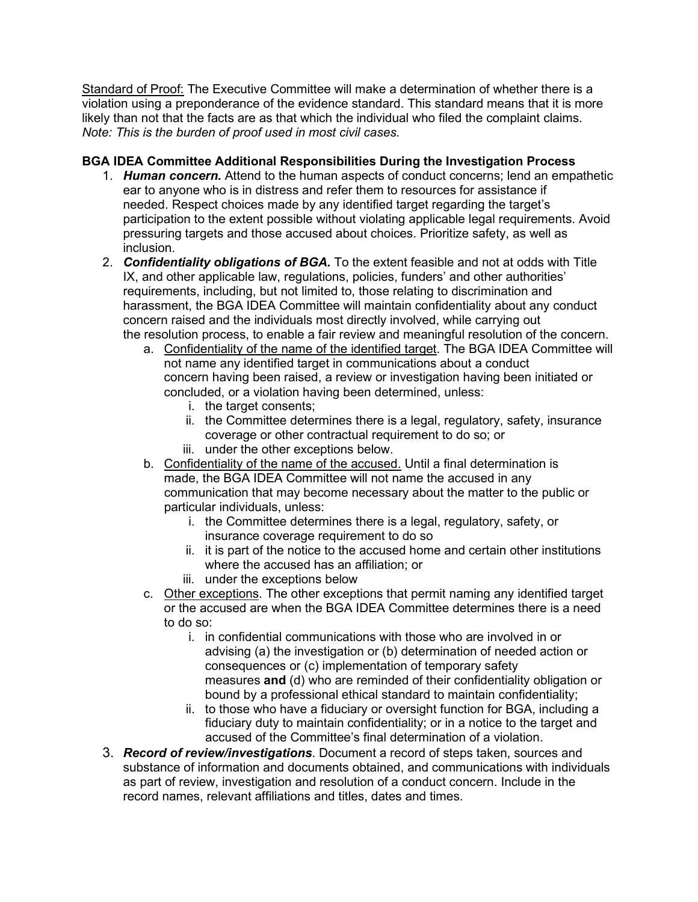<u>Standard of Proof:</u> The Executive Committee will make a determination of whether there is a violation using a preponderance of the evidence standard. This standard means that it is more likely than not that the facts are as that which the individual who filed the complaint claims. *Note: This is the burden of proof used in most civil cases.*

**BGA IDEA Committee Additional Responsibilities During the Investigation Process**

1. ***Human concern.*** Attend to the human aspects of conduct concerns; lend an empathetic ear to anyone who is in distress and refer them to resources for assistance if needed. Respect choices made by any identified target regarding the target's participation to the extent possible without violating applicable legal requirements. Avoid pressuring targets and those accused about choices. Prioritize safety, as well as inclusion.
2. ***Confidentiality obligations of BGA.*** To the extent feasible and not at odds with Title IX, and other applicable law, regulations, policies, funders' and other authorities' requirements, including, but not limited to, those relating to discrimination and harassment, the BGA IDEA Committee will maintain confidentiality about any conduct concern raised and the individuals most directly involved, while carrying out the resolution process, to enable a fair review and meaningful resolution of the concern.
   a. <u>Confidentiality of the name of the identified target</u>. The BGA IDEA Committee will not name any identified target in communications about a conduct concern having been raised, a review or investigation having been initiated or concluded, or a violation having been determined, unless:
      i. the target consents;
      ii. the Committee determines there is a legal, regulatory, safety, insurance coverage or other contractual requirement to do so; or
      iii. under the other exceptions below.
   b. <u>Confidentiality of the name of the accused.</u> Until a final determination is made, the BGA IDEA Committee will not name the accused in any communication that may become necessary about the matter to the public or particular individuals, unless:
      i. the Committee determines there is a legal, regulatory, safety, or insurance coverage requirement to do so
      ii. it is part of the notice to the accused home and certain other institutions where the accused has an affiliation; or
      iii. under the exceptions below
   c. <u>Other exceptions</u>. The other exceptions that permit naming any identified target or the accused are when the BGA IDEA Committee determines there is a need to do so:
      i. in confidential communications with those who are involved in or advising (a) the investigation or (b) determination of needed action or consequences or (c) implementation of temporary safety measures **and** (d) who are reminded of their confidentiality obligation or bound by a professional ethical standard to maintain confidentiality;
      ii. to those who have a fiduciary or oversight function for BGA, including a fiduciary duty to maintain confidentiality; or in a notice to the target and accused of the Committee's final determination of a violation.
3. ***Record of review/investigations***. Document a record of steps taken, sources and substance of information and documents obtained, and communications with individuals as part of review, investigation and resolution of a conduct concern. Include in the record names, relevant affiliations and titles, dates and times.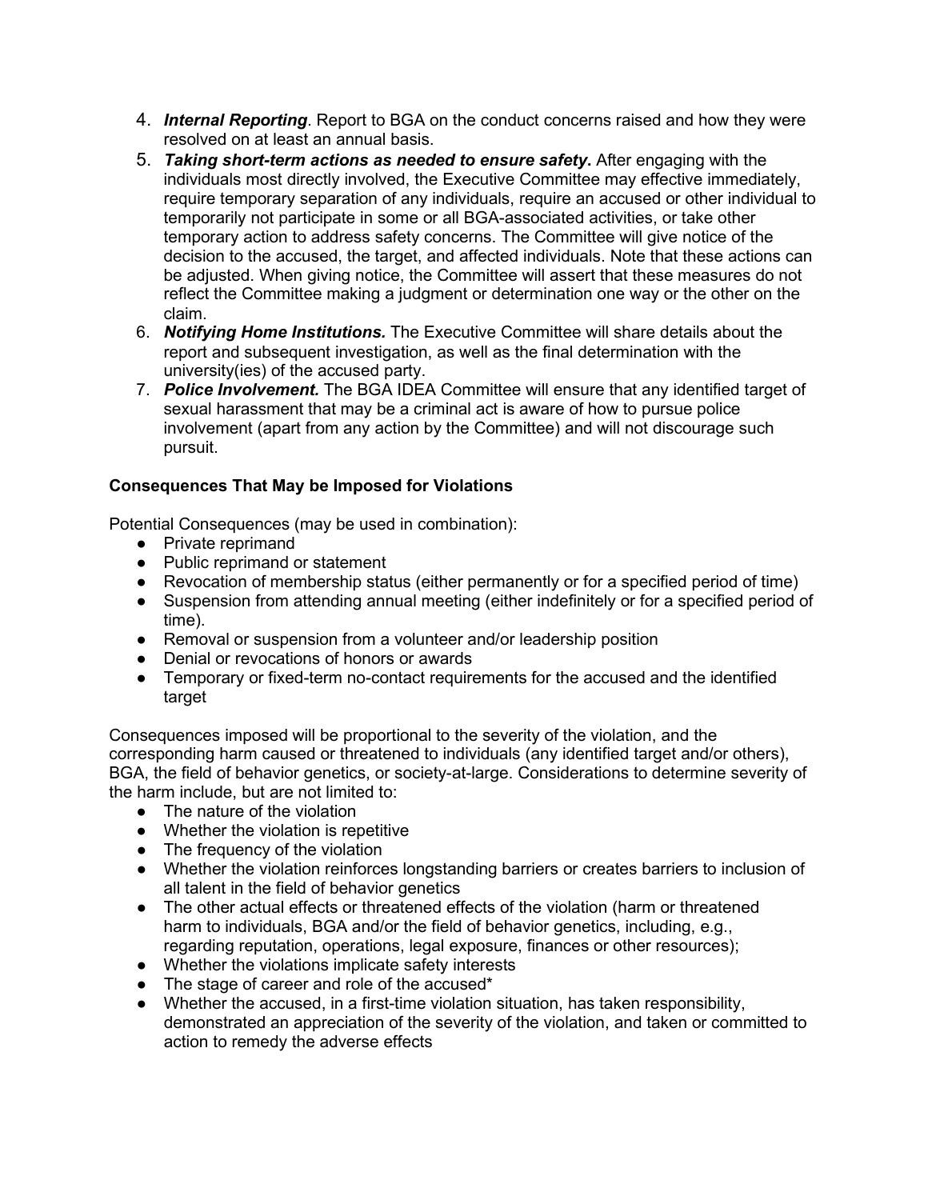4. ***Internal Reporting***. Report to BGA on the conduct concerns raised and how they were resolved on at least an annual basis.
5. ***Taking short-term actions as needed to ensure safety*.** After engaging with the individuals most directly involved, the Executive Committee may effective immediately, require temporary separation of any individuals, require an accused or other individual to temporarily not participate in some or all BGA-associated activities, or take other temporary action to address safety concerns. The Committee will give notice of the decision to the accused, the target, and affected individuals. Note that these actions can be adjusted. When giving notice, the Committee will assert that these measures do not reflect the Committee making a judgment or determination one way or the other on the claim.
6. ***Notifying Home Institutions.*** The Executive Committee will share details about the report and subsequent investigation, as well as the final determination with the university(ies) of the accused party.
7. ***Police Involvement.*** The BGA IDEA Committee will ensure that any identified target of sexual harassment that may be a criminal act is aware of how to pursue police involvement (apart from any action by the Committee) and will not discourage such pursuit.

**Consequences That May be Imposed for Violations**

Potential Consequences (may be used in combination):

- Private reprimand
- Public reprimand or statement
- Revocation of membership status (either permanently or for a specified period of time)
- Suspension from attending annual meeting (either indefinitely or for a specified period of time).
- Removal or suspension from a volunteer and/or leadership position
- Denial or revocations of honors or awards
- Temporary or fixed-term no-contact requirements for the accused and the identified target

Consequences imposed will be proportional to the severity of the violation, and the corresponding harm caused or threatened to individuals (any identified target and/or others), BGA, the field of behavior genetics, or society-at-large. Considerations to determine severity of the harm include, but are not limited to:

- The nature of the violation
- Whether the violation is repetitive
- The frequency of the violation
- Whether the violation reinforces longstanding barriers or creates barriers to inclusion of all talent in the field of behavior genetics
- The other actual effects or threatened effects of the violation (harm or threatened harm to individuals, BGA and/or the field of behavior genetics, including, e.g., regarding reputation, operations, legal exposure, finances or other resources);
- Whether the violations implicate safety interests
- The stage of career and role of the accused*
- Whether the accused, in a first-time violation situation, has taken responsibility, demonstrated an appreciation of the severity of the violation, and taken or committed to action to remedy the adverse effects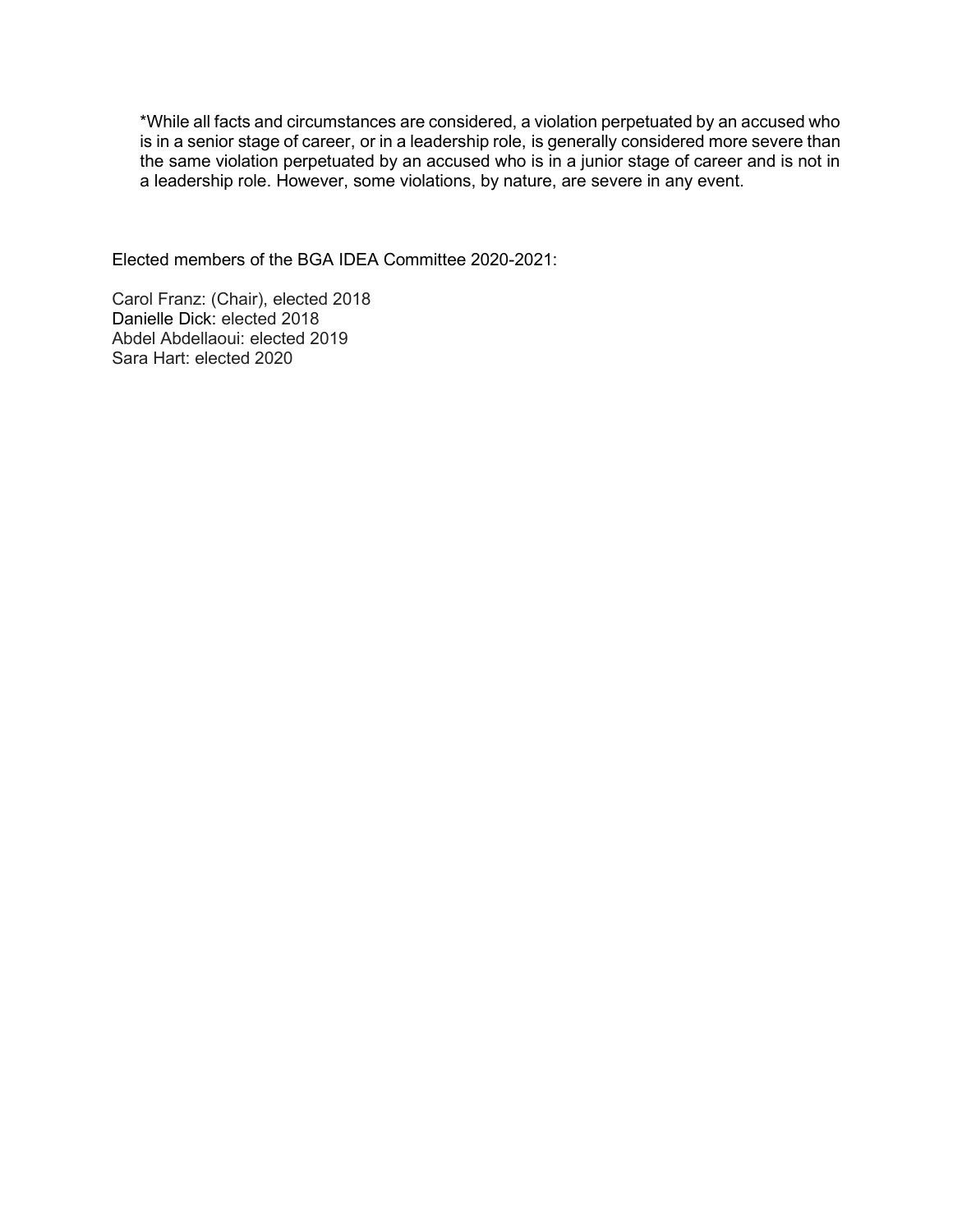*While all facts and circumstances are considered, a violation perpetuated by an accused who is in a senior stage of career, or in a leadership role, is generally considered more severe than the same violation perpetuated by an accused who is in a junior stage of career and is not in a leadership role. However, some violations, by nature, are severe in any event.

Elected members of the BGA IDEA Committee 2020-2021:

Carol Franz: (Chair), elected 2018
Danielle Dick: elected 2018
Abdel Abdellaoui: elected 2019
Sara Hart: elected 2020